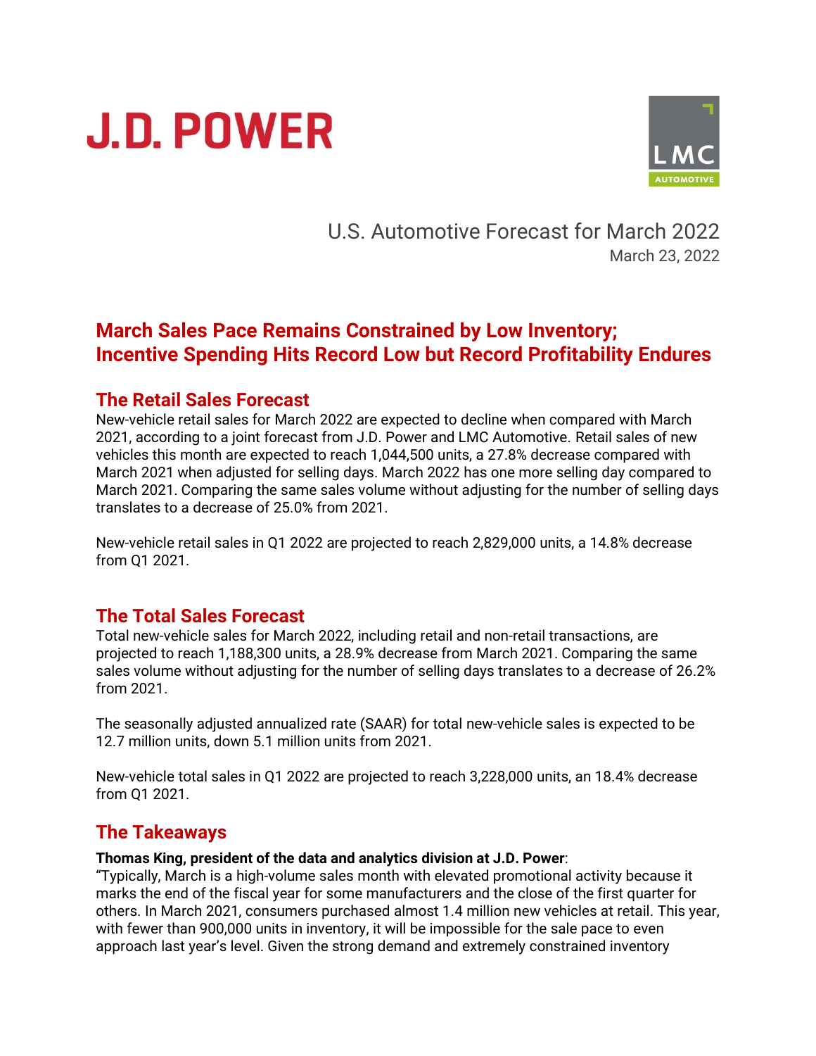J.D. POWER

LMC AUTOMOTIVE

U.S. Automotive Forecast for March 2022

March 23, 2022

# March Sales Pace Remains Constrained by Low Inventory; Incentive Spending Hits Record Low but Record Profitability Endures

## The Retail Sales Forecast

New-vehicle retail sales for March 2022 are expected to decline when compared with March 2021, according to a joint forecast from J.D. Power and LMC Automotive. Retail sales of new vehicles this month are expected to reach 1,044,500 units, a 27.8% decrease compared with March 2021 when adjusted for selling days. March 2022 has one more selling day compared to March 2021. Comparing the same sales volume without adjusting for the number of selling days translates to a decrease of 25.0% from 2021.

New-vehicle retail sales in Q1 2022 are projected to reach 2,829,000 units, a 14.8% decrease from Q1 2021.

## The Total Sales Forecast

Total new-vehicle sales for March 2022, including retail and non-retail transactions, are projected to reach 1,188,300 units, a 28.9% decrease from March 2021. Comparing the same sales volume without adjusting for the number of selling days translates to a decrease of 26.2% from 2021.

The seasonally adjusted annualized rate (SAAR) for total new-vehicle sales is expected to be 12.7 million units, down 5.1 million units from 2021.

New-vehicle total sales in Q1 2022 are projected to reach 3,228,000 units, an 18.4% decrease from Q1 2021.

## The Takeaways

**Thomas King, president of the data and analytics division at J.D. Power**:

"Typically, March is a high-volume sales month with elevated promotional activity because it marks the end of the fiscal year for some manufacturers and the close of the first quarter for others. In March 2021, consumers purchased almost 1.4 million new vehicles at retail. This year, with fewer than 900,000 units in inventory, it will be impossible for the sale pace to even approach last year's level. Given the strong demand and extremely constrained inventory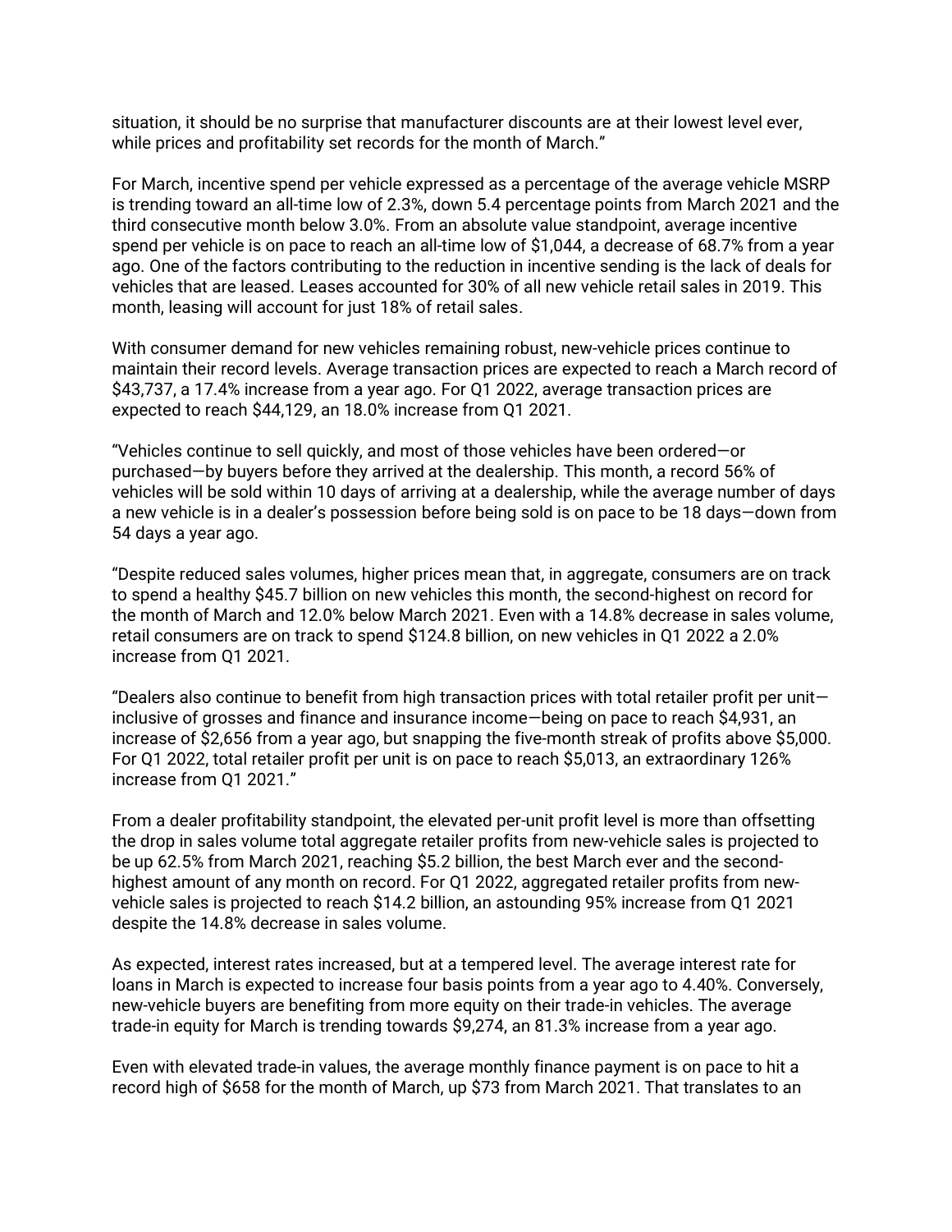situation, it should be no surprise that manufacturer discounts are at their lowest level ever, while prices and profitability set records for the month of March."

For March, incentive spend per vehicle expressed as a percentage of the average vehicle MSRP is trending toward an all-time low of 2.3%, down 5.4 percentage points from March 2021 and the third consecutive month below 3.0%. From an absolute value standpoint, average incentive spend per vehicle is on pace to reach an all-time low of $1,044, a decrease of 68.7% from a year ago. One of the factors contributing to the reduction in incentive sending is the lack of deals for vehicles that are leased. Leases accounted for 30% of all new vehicle retail sales in 2019. This month, leasing will account for just 18% of retail sales.

With consumer demand for new vehicles remaining robust, new-vehicle prices continue to maintain their record levels. Average transaction prices are expected to reach a March record of $43,737, a 17.4% increase from a year ago. For Q1 2022, average transaction prices are expected to reach $44,129, an 18.0% increase from Q1 2021.

"Vehicles continue to sell quickly, and most of those vehicles have been ordered—or purchased—by buyers before they arrived at the dealership. This month, a record 56% of vehicles will be sold within 10 days of arriving at a dealership, while the average number of days a new vehicle is in a dealer's possession before being sold is on pace to be 18 days—down from 54 days a year ago.

"Despite reduced sales volumes, higher prices mean that, in aggregate, consumers are on track to spend a healthy $45.7 billion on new vehicles this month, the second-highest on record for the month of March and 12.0% below March 2021. Even with a 14.8% decrease in sales volume, retail consumers are on track to spend $124.8 billion, on new vehicles in Q1 2022 a 2.0% increase from Q1 2021.

"Dealers also continue to benefit from high transaction prices with total retailer profit per unit—inclusive of grosses and finance and insurance income—being on pace to reach $4,931, an increase of $2,656 from a year ago, but snapping the five-month streak of profits above $5,000. For Q1 2022, total retailer profit per unit is on pace to reach $5,013, an extraordinary 126% increase from Q1 2021."

From a dealer profitability standpoint, the elevated per-unit profit level is more than offsetting the drop in sales volume total aggregate retailer profits from new-vehicle sales is projected to be up 62.5% from March 2021, reaching $5.2 billion, the best March ever and the second-highest amount of any month on record. For Q1 2022, aggregated retailer profits from new-vehicle sales is projected to reach $14.2 billion, an astounding 95% increase from Q1 2021 despite the 14.8% decrease in sales volume.

As expected, interest rates increased, but at a tempered level. The average interest rate for loans in March is expected to increase four basis points from a year ago to 4.40%. Conversely, new-vehicle buyers are benefiting from more equity on their trade-in vehicles. The average trade-in equity for March is trending towards $9,274, an 81.3% increase from a year ago.

Even with elevated trade-in values, the average monthly finance payment is on pace to hit a record high of $658 for the month of March, up $73 from March 2021. That translates to an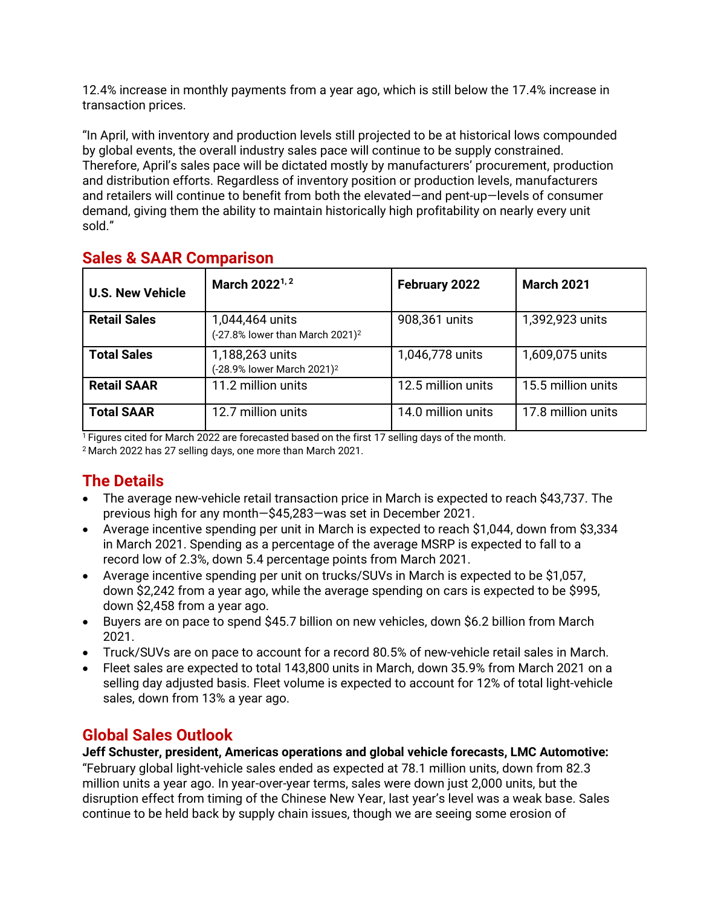12.4% increase in monthly payments from a year ago, which is still below the 17.4% increase in transaction prices.

"In April, with inventory and production levels still projected to be at historical lows compounded by global events, the overall industry sales pace will continue to be supply constrained. Therefore, April's sales pace will be dictated mostly by manufacturers' procurement, production and distribution efforts. Regardless of inventory position or production levels, manufacturers and retailers will continue to benefit from both the elevated—and pent-up—levels of consumer demand, giving them the ability to maintain historically high profitability on nearly every unit sold."

## Sales & SAAR Comparison

| U.S. New Vehicle | March 2022[1, 2] | February 2022 | March 2021 |
|---|---|---|---|
| **Retail Sales** | 1,044,464 units (-27.8% lower than March 2021)[2] | 908,361 units | 1,392,923 units |
| **Total Sales** | 1,188,263 units (-28.9% lower March 2021)[2] | 1,046,778 units | 1,609,075 units |
| **Retail SAAR** | 11.2 million units | 12.5 million units | 15.5 million units |
| **Total SAAR** | 12.7 million units | 14.0 million units | 17.8 million units |

[1] Figures cited for March 2022 are forecasted based on the first 17 selling days of the month.
[2] March 2022 has 27 selling days, one more than March 2021.

## The Details

- The average new-vehicle retail transaction price in March is expected to reach $43,737. The previous high for any month—$45,283—was set in December 2021.
- Average incentive spending per unit in March is expected to reach $1,044, down from $3,334 in March 2021. Spending as a percentage of the average MSRP is expected to fall to a record low of 2.3%, down 5.4 percentage points from March 2021.
- Average incentive spending per unit on trucks/SUVs in March is expected to be $1,057, down $2,242 from a year ago, while the average spending on cars is expected to be $995, down $2,458 from a year ago.
- Buyers are on pace to spend $45.7 billion on new vehicles, down $6.2 billion from March 2021.
- Truck/SUVs are on pace to account for a record 80.5% of new-vehicle retail sales in March.
- Fleet sales are expected to total 143,800 units in March, down 35.9% from March 2021 on a selling day adjusted basis. Fleet volume is expected to account for 12% of total light-vehicle sales, down from 13% a year ago.

## Global Sales Outlook

**Jeff Schuster, president, Americas operations and global vehicle forecasts, LMC Automotive:** "February global light-vehicle sales ended as expected at 78.1 million units, down from 82.3 million units a year ago. In year-over-year terms, sales were down just 2,000 units, but the disruption effect from timing of the Chinese New Year, last year's level was a weak base. Sales continue to be held back by supply chain issues, though we are seeing some erosion of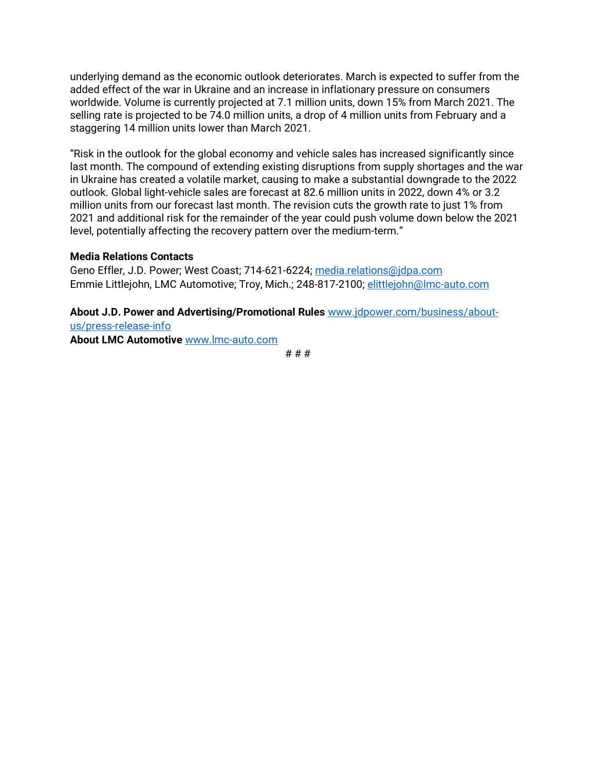underlying demand as the economic outlook deteriorates. March is expected to suffer from the added effect of the war in Ukraine and an increase in inflationary pressure on consumers worldwide. Volume is currently projected at 7.1 million units, down 15% from March 2021. The selling rate is projected to be 74.0 million units, a drop of 4 million units from February and a staggering 14 million units lower than March 2021.

"Risk in the outlook for the global economy and vehicle sales has increased significantly since last month. The compound of extending existing disruptions from supply shortages and the war in Ukraine has created a volatile market, causing to make a substantial downgrade to the 2022 outlook. Global light-vehicle sales are forecast at 82.6 million units in 2022, down 4% or 3.2 million units from our forecast last month. The revision cuts the growth rate to just 1% from 2021 and additional risk for the remainder of the year could push volume down below the 2021 level, potentially affecting the recovery pattern over the medium-term."

**Media Relations Contacts**
Geno Effler, J.D. Power; West Coast; 714-621-6224; media.relations@jdpa.com
Emmie Littlejohn, LMC Automotive; Troy, Mich.; 248-817-2100; elittlejohn@lmc-auto.com

**About J.D. Power and Advertising/Promotional Rules** www.jdpower.com/business/about-us/press-release-info
**About LMC Automotive** www.lmc-auto.com

# # #